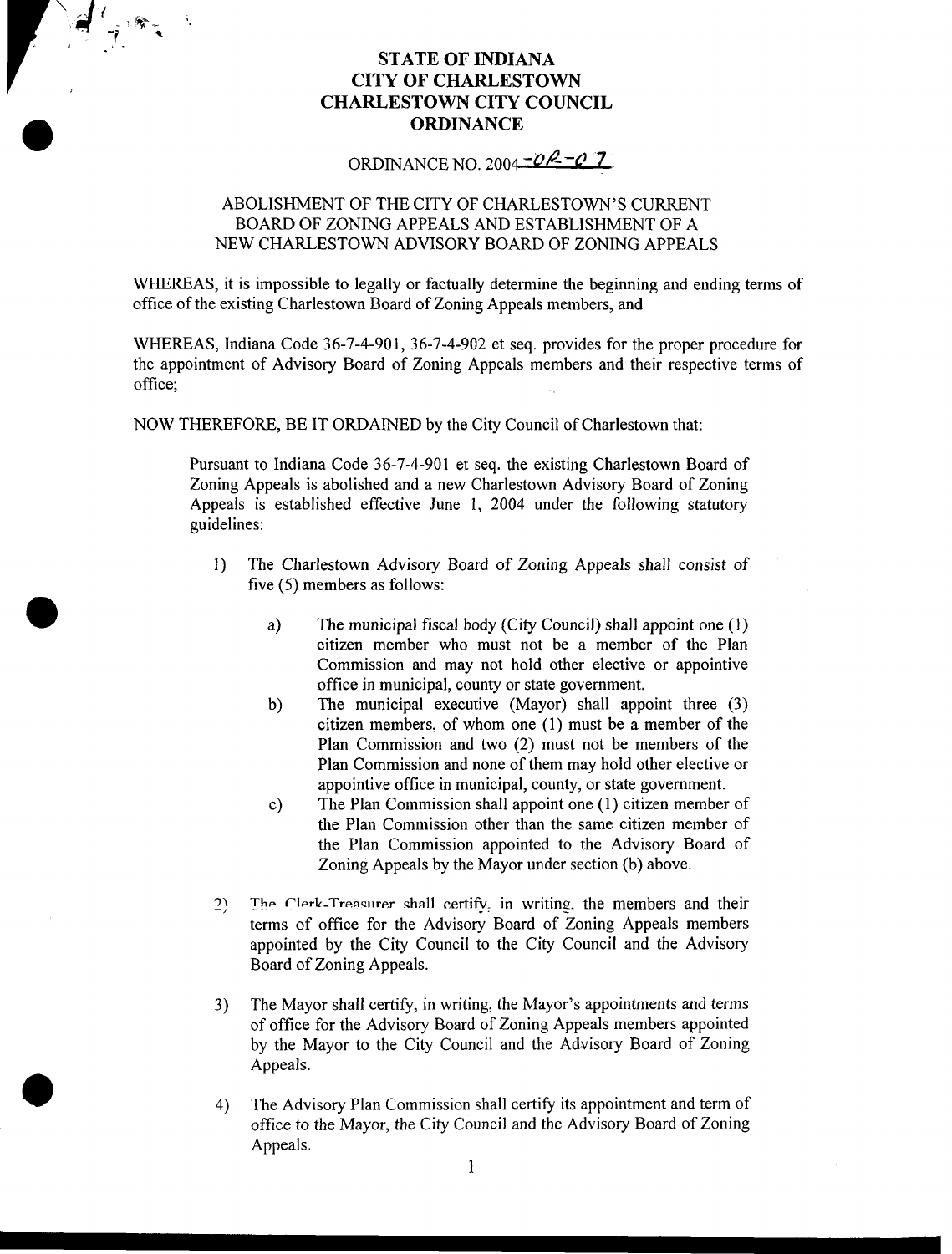# STATE OF INDIANA
# CITY OF CHARLESTOWN
# CHARLESTOWN CITY COUNCIL
# ORDINANCE

## ORDINANCE NO. 2004-08-07

### ABOLISHMENT OF THE CITY OF CHARLESTOWN'S CURRENT BOARD OF ZONING APPEALS AND ESTABLISHMENT OF A NEW CHARLESTOWN ADVISORY BOARD OF ZONING APPEALS

WHEREAS, it is impossible to legally or factually determine the beginning and ending terms of office of the existing Charlestown Board of Zoning Appeals members, and

WHEREAS, Indiana Code 36-7-4-901, 36-7-4-902 et seq. provides for the proper procedure for the appointment of Advisory Board of Zoning Appeals members and their respective terms of office;

NOW THEREFORE, BE IT ORDAINED by the City Council of Charlestown that:

Pursuant to Indiana Code 36-7-4-901 et seq. the existing Charlestown Board of Zoning Appeals is abolished and a new Charlestown Advisory Board of Zoning Appeals is established effective June 1, 2004 under the following statutory guidelines:

1) The Charlestown Advisory Board of Zoning Appeals shall consist of five (5) members as follows:

    a) The municipal fiscal body (City Council) shall appoint one (1) citizen member who must not be a member of the Plan Commission and may not hold other elective or appointive office in municipal, county or state government.

    b) The municipal executive (Mayor) shall appoint three (3) citizen members, of whom one (1) must be a member of the Plan Commission and two (2) must not be members of the Plan Commission and none of them may hold other elective or appointive office in municipal, county, or state government.

    c) The Plan Commission shall appoint one (1) citizen member of the Plan Commission other than the same citizen member of the Plan Commission appointed to the Advisory Board of Zoning Appeals by the Mayor under section (b) above.

2) The Clerk-Treasurer shall certify, in writing, the members and their terms of office for the Advisory Board of Zoning Appeals members appointed by the City Council to the City Council and the Advisory Board of Zoning Appeals.

3) The Mayor shall certify, in writing, the Mayor's appointments and terms of office for the Advisory Board of Zoning Appeals members appointed by the Mayor to the City Council and the Advisory Board of Zoning Appeals.

4) The Advisory Plan Commission shall certify its appointment and term of office to the Mayor, the City Council and the Advisory Board of Zoning Appeals.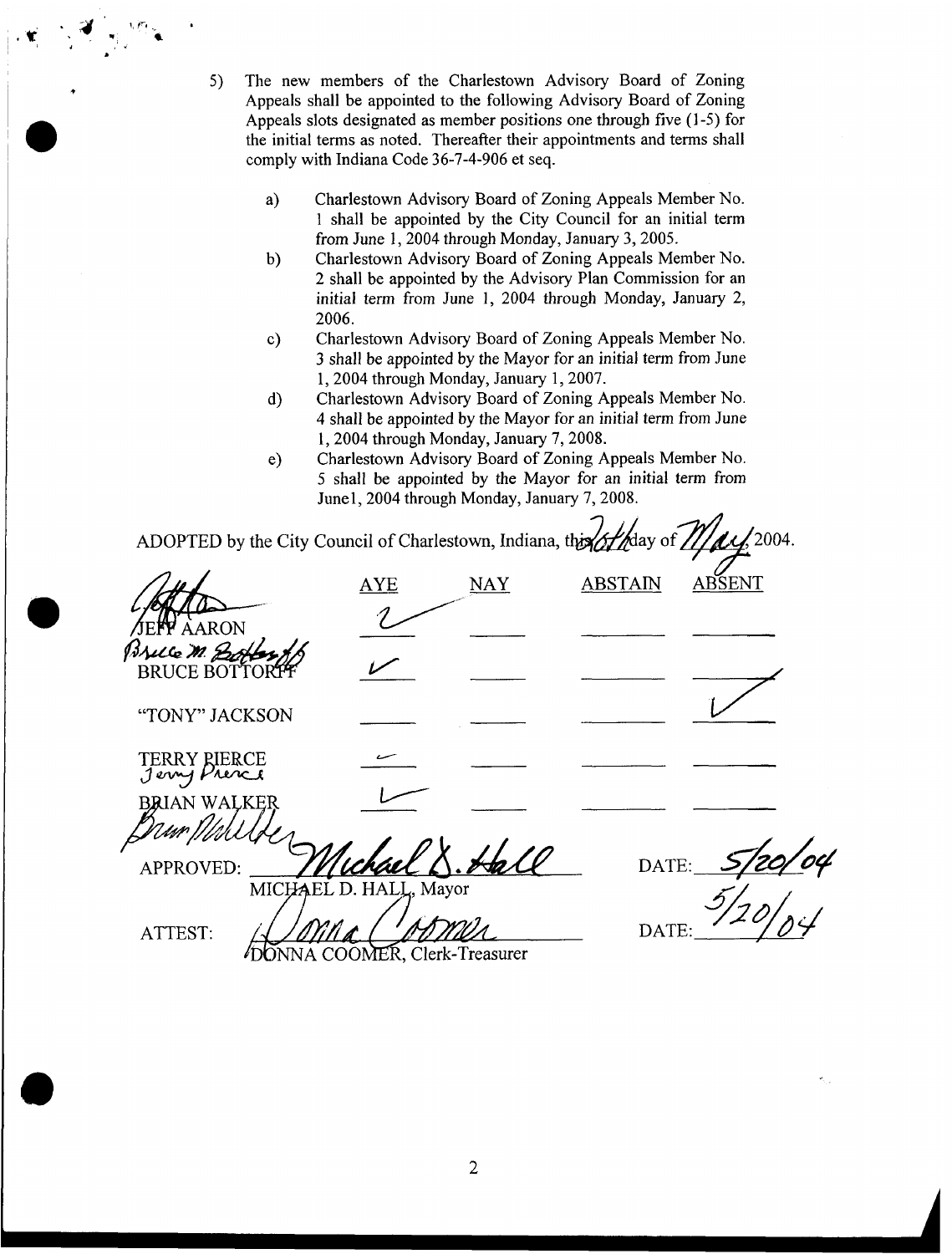5) The new members of the Charlestown Advisory Board of Zoning Appeals shall be appointed to the following Advisory Board of Zoning Appeals slots designated as member positions one through five (1-5) for the initial terms as noted. Thereafter their appointments and terms shall comply with Indiana Code 36-7-4-906 et seq.

   a) Charlestown Advisory Board of Zoning Appeals Member No. 1 shall be appointed by the City Council for an initial term from June 1, 2004 through Monday, January 3, 2005.

   b) Charlestown Advisory Board of Zoning Appeals Member No. 2 shall be appointed by the Advisory Plan Commission for an initial term from June 1, 2004 through Monday, January 2, 2006.

   c) Charlestown Advisory Board of Zoning Appeals Member No. 3 shall be appointed by the Mayor for an initial term from June 1, 2004 through Monday, January 1, 2007.

   d) Charlestown Advisory Board of Zoning Appeals Member No. 4 shall be appointed by the Mayor for an initial term from June 1, 2004 through Monday, January 7, 2008.

   e) Charlestown Advisory Board of Zoning Appeals Member No. 5 shall be appointed by the Mayor for an initial term from June1, 2004 through Monday, January 7, 2008.

ADOPTED by the City Council of Charlestown, Indiana, this 6th day of May, 2004.

| | AYE | NAY | ABSTAIN | ABSENT |
|---|---|---|---|---|
| JEFF AARON | ✓ | | | |
| BRUCE BOTTORFF | ✓ | | | |
| "TONY" JACKSON | | | | ✓ |
| TERRY PIERCE | ✓ | | | |
| BRIAN WALKER | ✓ | | | |

APPROVED: Michael D. Hall
MICHAEL D. HALL, Mayor
DATE: 5/20/04

ATTEST: Donna Coomer
DONNA COOMER, Clerk-Treasurer
DATE: 5/20/04